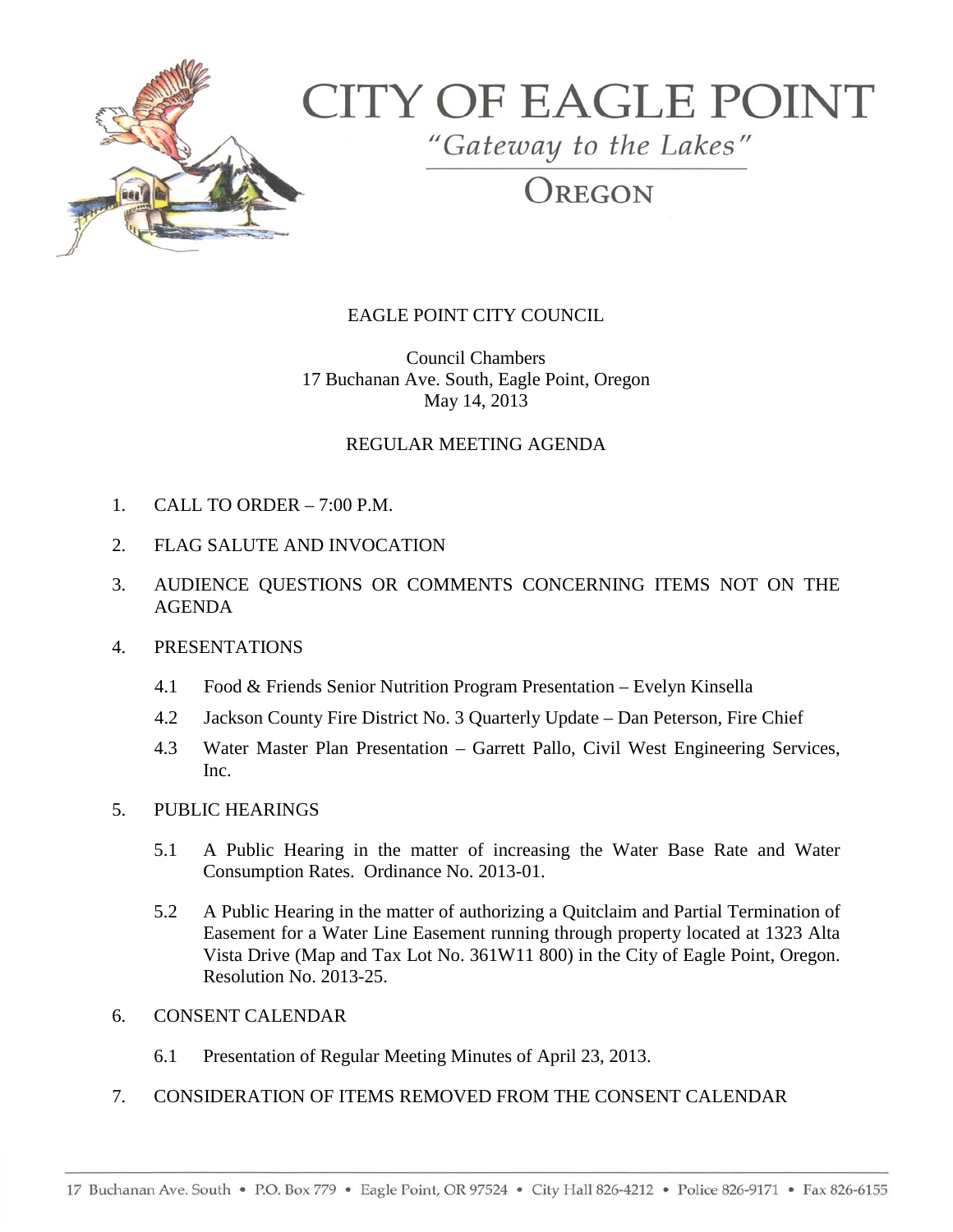# CITY OF EAGLE POINT

*"Gateway to the Lakes"*

OREGON

EAGLE POINT CITY COUNCIL

Council Chambers
17 Buchanan Ave. South, Eagle Point, Oregon
May 14, 2013

REGULAR MEETING AGENDA

1. CALL TO ORDER – 7:00 P.M.

2. FLAG SALUTE AND INVOCATION

3. AUDIENCE QUESTIONS OR COMMENTS CONCERNING ITEMS NOT ON THE AGENDA

4. PRESENTATIONS

   4.1 Food & Friends Senior Nutrition Program Presentation – Evelyn Kinsella

   4.2 Jackson County Fire District No. 3 Quarterly Update – Dan Peterson, Fire Chief

   4.3 Water Master Plan Presentation – Garrett Pallo, Civil West Engineering Services, Inc.

5. PUBLIC HEARINGS

   5.1 A Public Hearing in the matter of increasing the Water Base Rate and Water Consumption Rates. Ordinance No. 2013-01.

   5.2 A Public Hearing in the matter of authorizing a Quitclaim and Partial Termination of Easement for a Water Line Easement running through property located at 1323 Alta Vista Drive (Map and Tax Lot No. 361W11 800) in the City of Eagle Point, Oregon. Resolution No. 2013-25.

6. CONSENT CALENDAR

   6.1 Presentation of Regular Meeting Minutes of April 23, 2013.

7. CONSIDERATION OF ITEMS REMOVED FROM THE CONSENT CALENDAR

17 Buchanan Ave. South • P.O. Box 779 • Eagle Point, OR 97524 • City Hall 826-4212 • Police 826-9171 • Fax 826-6155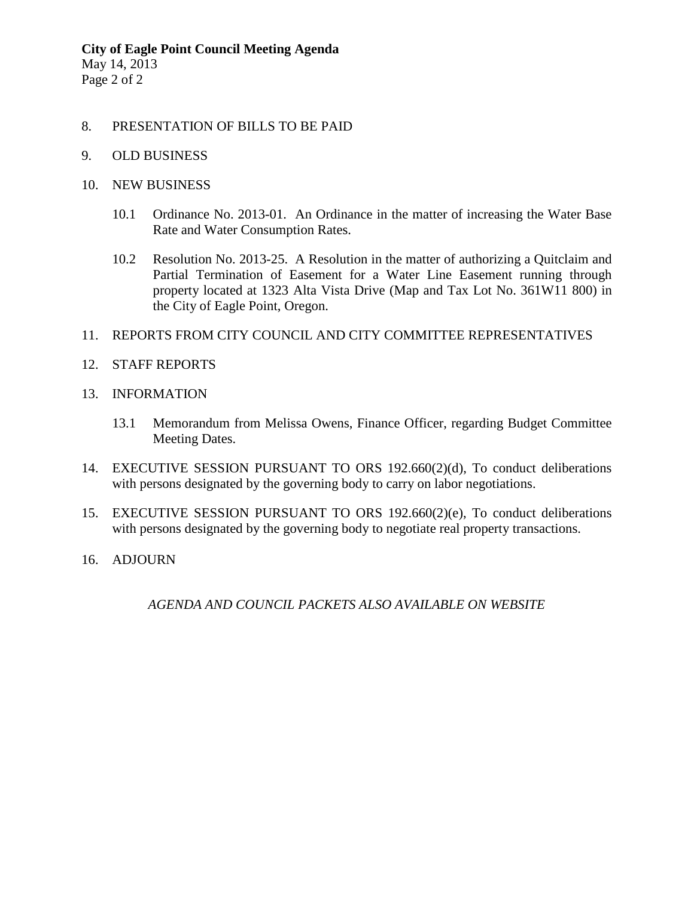8. PRESENTATION OF BILLS TO BE PAID

9. OLD BUSINESS

10. NEW BUSINESS

    10.1 Ordinance No. 2013-01. An Ordinance in the matter of increasing the Water Base Rate and Water Consumption Rates.

    10.2 Resolution No. 2013-25. A Resolution in the matter of authorizing a Quitclaim and Partial Termination of Easement for a Water Line Easement running through property located at 1323 Alta Vista Drive (Map and Tax Lot No. 361W11 800) in the City of Eagle Point, Oregon.

11. REPORTS FROM CITY COUNCIL AND CITY COMMITTEE REPRESENTATIVES

12. STAFF REPORTS

13. INFORMATION

    13.1 Memorandum from Melissa Owens, Finance Officer, regarding Budget Committee Meeting Dates.

14. EXECUTIVE SESSION PURSUANT TO ORS 192.660(2)(d), To conduct deliberations with persons designated by the governing body to carry on labor negotiations.

15. EXECUTIVE SESSION PURSUANT TO ORS 192.660(2)(e), To conduct deliberations with persons designated by the governing body to negotiate real property transactions.

16. ADJOURN

*AGENDA AND COUNCIL PACKETS ALSO AVAILABLE ON WEBSITE*